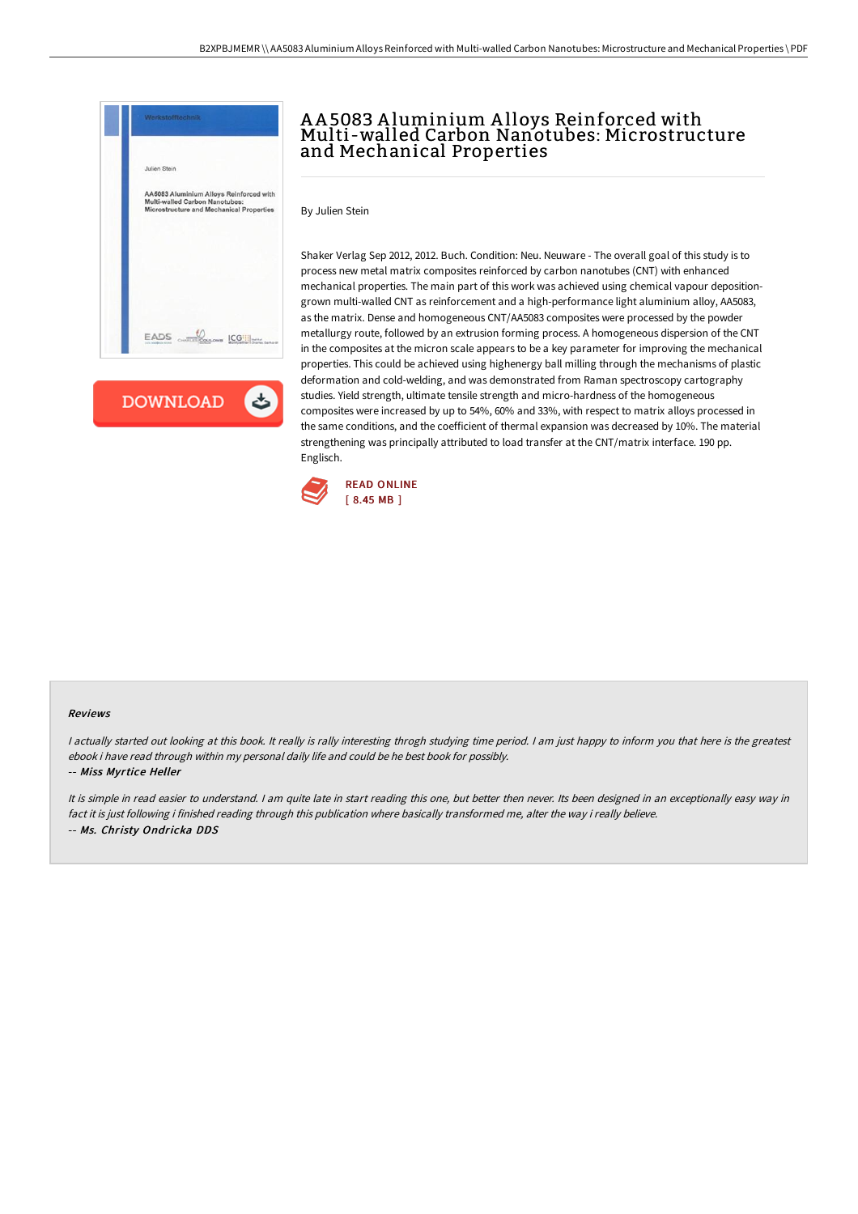# AA5083 Aluminium Alloys Reinforced with Multi-walled Carbon Nanotubes: Microstructure and Mechanical Properties

By Julien Stein

Shaker Verlag Sep 2012, 2012. Buch. Condition: Neu. Neuware - The overall goal of this study is to process new metal matrix composites reinforced by carbon nanotubes (CNT) with enhanced mechanical properties. The main part of this work was achieved using chemical vapour deposition-grown multi-walled CNT as reinforcement and a high-performance light aluminium alloy, AA5083, as the matrix. Dense and homogeneous CNT/AA5083 composites were processed by the powder metallurgy route, followed by an extrusion forming process. A homogeneous dispersion of the CNT in the composites at the micron scale appears to be a key parameter for improving the mechanical properties. This could be achieved using highenergy ball milling through the mechanisms of plastic deformation and cold-welding, and was demonstrated from Raman spectroscopy cartography studies. Yield strength, ultimate tensile strength and micro-hardness of the homogeneous composites were increased by up to 54%, 60% and 33%, with respect to matrix alloys processed in the same conditions, and the coefficient of thermal expansion was decreased by 10%. The material strengthening was principally attributed to load transfer at the CNT/matrix interface. 190 pp. Englisch.

READ ONLINE
[ 8.45 MB ]

### Reviews

*I actually started out looking at this book. It really is rally interesting throgh studying time period. I am just happy to inform you that here is the greatest ebook i have read through within my personal daily life and could be he best book for possibly.*

-- *Miss Myrtice Heller*

*It is simple in read easier to understand. I am quite late in start reading this one, but better then never. Its been designed in an exceptionally easy way in fact it is just following i finished reading through this publication where basically transformed me, alter the way i really believe.*

-- *Ms. Christy Ondricka DDS*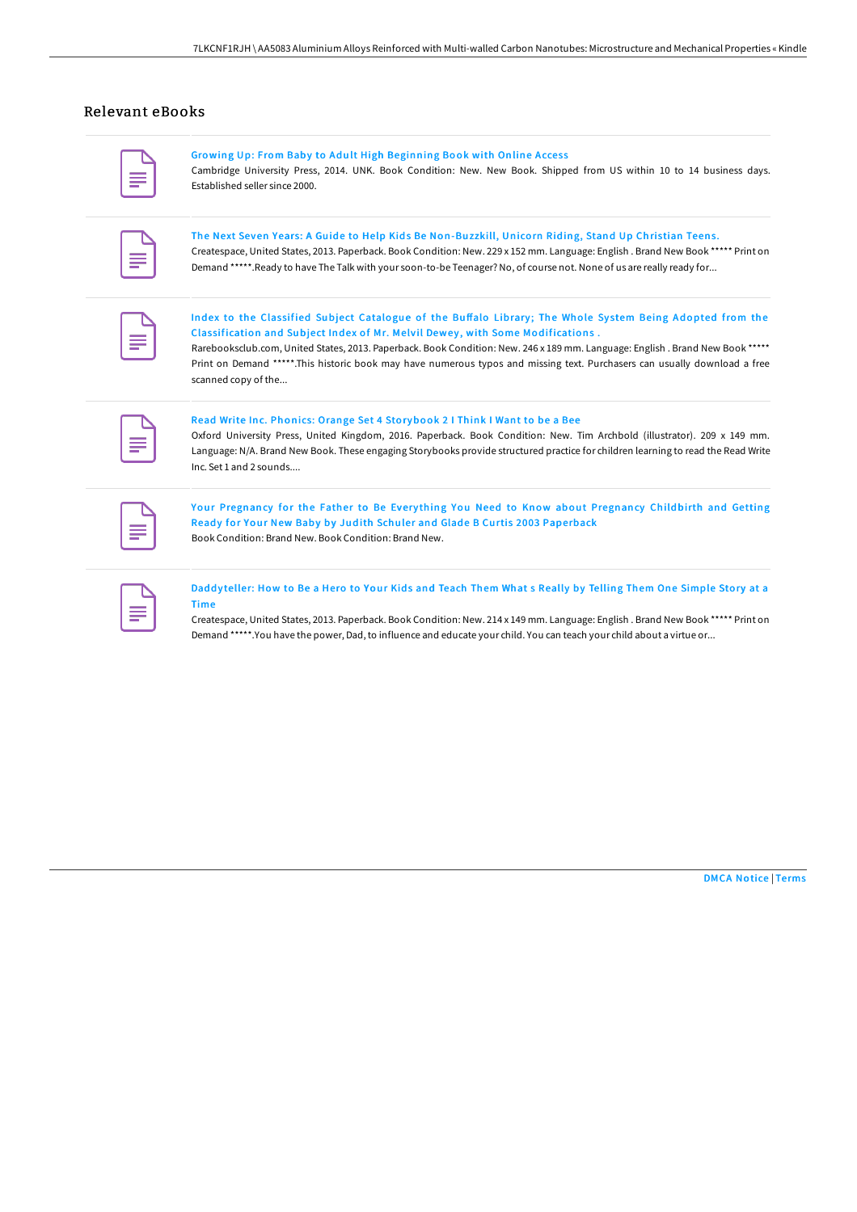## Relevant eBooks

**Growing Up: From Baby to Adult High Beginning Book with Online Access**

Cambridge University Press, 2014. UNK. Book Condition: New. New Book. Shipped from US within 10 to 14 business days. Established seller since 2000.

**The Next Seven Years: A Guide to Help Kids Be Non-Buzzkill, Unicorn Riding, Stand Up Christian Teens.**

Createspace, United States, 2013. Paperback. Book Condition: New. 229 x 152 mm. Language: English . Brand New Book ***** Print on Demand *****.Ready to have The Talk with your soon-to-be Teenager? No, of course not. None of us are really ready for...

**Index to the Classified Subject Catalogue of the Buffalo Library; The Whole System Being Adopted from the Classification and Subject Index of Mr. Melvil Dewey, with Some Modifications .**

Rarebooksclub.com, United States, 2013. Paperback. Book Condition: New. 246 x 189 mm. Language: English . Brand New Book ***** Print on Demand *****.This historic book may have numerous typos and missing text. Purchasers can usually download a free scanned copy of the...

**Read Write Inc. Phonics: Orange Set 4 Storybook 2 I Think I Want to be a Bee**

Oxford University Press, United Kingdom, 2016. Paperback. Book Condition: New. Tim Archbold (illustrator). 209 x 149 mm. Language: N/A. Brand New Book. These engaging Storybooks provide structured practice for children learning to read the Read Write Inc. Set 1 and 2 sounds....

**Your Pregnancy for the Father to Be Everything You Need to Know about Pregnancy Childbirth and Getting Ready for Your New Baby by Judith Schuler and Glade B Curtis 2003 Paperback**

Book Condition: Brand New. Book Condition: Brand New.

**Daddyteller: How to Be a Hero to Your Kids and Teach Them What s Really by Telling Them One Simple Story at a Time**

Createspace, United States, 2013. Paperback. Book Condition: New. 214 x 149 mm. Language: English . Brand New Book ***** Print on Demand *****.You have the power, Dad, to influence and educate your child. You can teach your child about a virtue or...